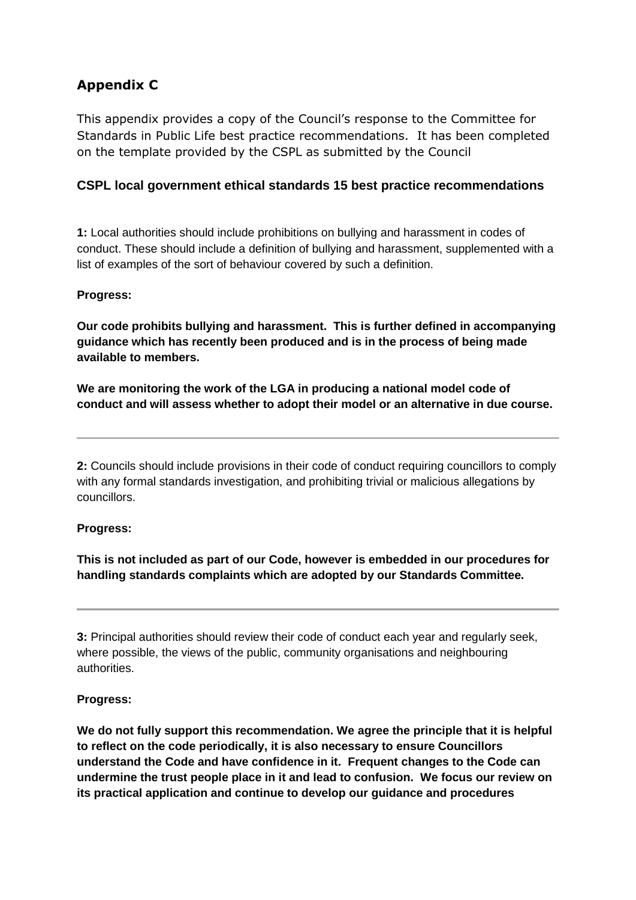## Appendix C

This appendix provides a copy of the Council's response to the Committee for Standards in Public Life best practice recommendations. It has been completed on the template provided by the CSPL as submitted by the Council

### CSPL local government ethical standards 15 best practice recommendations

**1:** Local authorities should include prohibitions on bullying and harassment in codes of conduct. These should include a definition of bullying and harassment, supplemented with a list of examples of the sort of behaviour covered by such a definition.

**Progress:**

**Our code prohibits bullying and harassment. This is further defined in accompanying guidance which has recently been produced and is in the process of being made available to members.**

**We are monitoring the work of the LGA in producing a national model code of conduct and will assess whether to adopt their model or an alternative in due course.**

---

**2:** Councils should include provisions in their code of conduct requiring councillors to comply with any formal standards investigation, and prohibiting trivial or malicious allegations by councillors.

**Progress:**

**This is not included as part of our Code, however is embedded in our procedures for handling standards complaints which are adopted by our Standards Committee.**

---

**3:** Principal authorities should review their code of conduct each year and regularly seek, where possible, the views of the public, community organisations and neighbouring authorities.

**Progress:**

**We do not fully support this recommendation. We agree the principle that it is helpful to reflect on the code periodically, it is also necessary to ensure Councillors understand the Code and have confidence in it. Frequent changes to the Code can undermine the trust people place in it and lead to confusion. We focus our review on its practical application and continue to develop our guidance and procedures**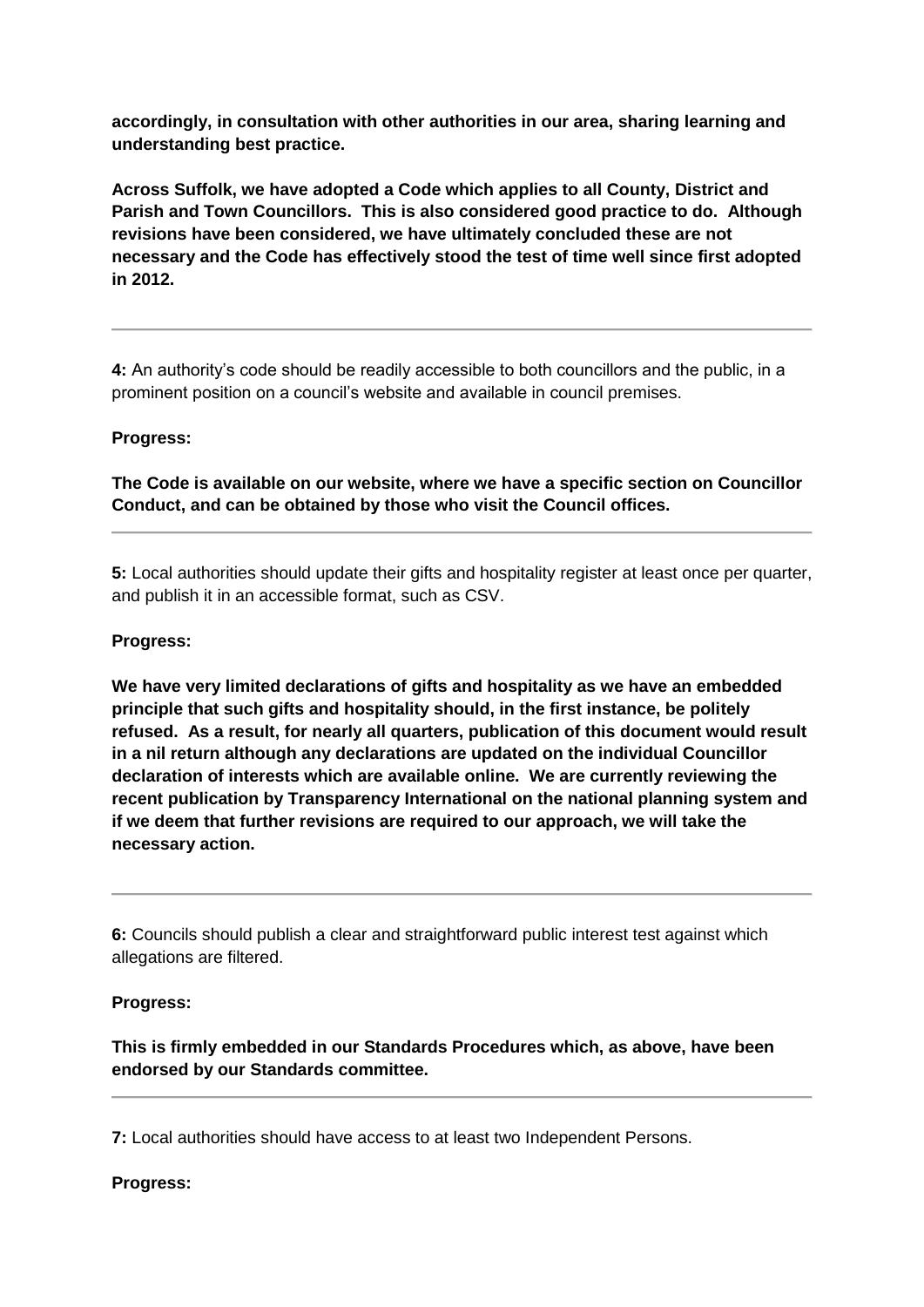**accordingly, in consultation with other authorities in our area, sharing learning and understanding best practice.**

**Across Suffolk, we have adopted a Code which applies to all County, District and Parish and Town Councillors. This is also considered good practice to do. Although revisions have been considered, we have ultimately concluded these are not necessary and the Code has effectively stood the test of time well since first adopted in 2012.**

---

**4:** An authority's code should be readily accessible to both councillors and the public, in a prominent position on a council's website and available in council premises.

**Progress:**

**The Code is available on our website, where we have a specific section on Councillor Conduct, and can be obtained by those who visit the Council offices.**

---

**5:** Local authorities should update their gifts and hospitality register at least once per quarter, and publish it in an accessible format, such as CSV.

**Progress:**

**We have very limited declarations of gifts and hospitality as we have an embedded principle that such gifts and hospitality should, in the first instance, be politely refused. As a result, for nearly all quarters, publication of this document would result in a nil return although any declarations are updated on the individual Councillor declaration of interests which are available online. We are currently reviewing the recent publication by Transparency International on the national planning system and if we deem that further revisions are required to our approach, we will take the necessary action.**

---

**6:** Councils should publish a clear and straightforward public interest test against which allegations are filtered.

**Progress:**

**This is firmly embedded in our Standards Procedures which, as above, have been endorsed by our Standards committee.**

---

**7:** Local authorities should have access to at least two Independent Persons.

**Progress:**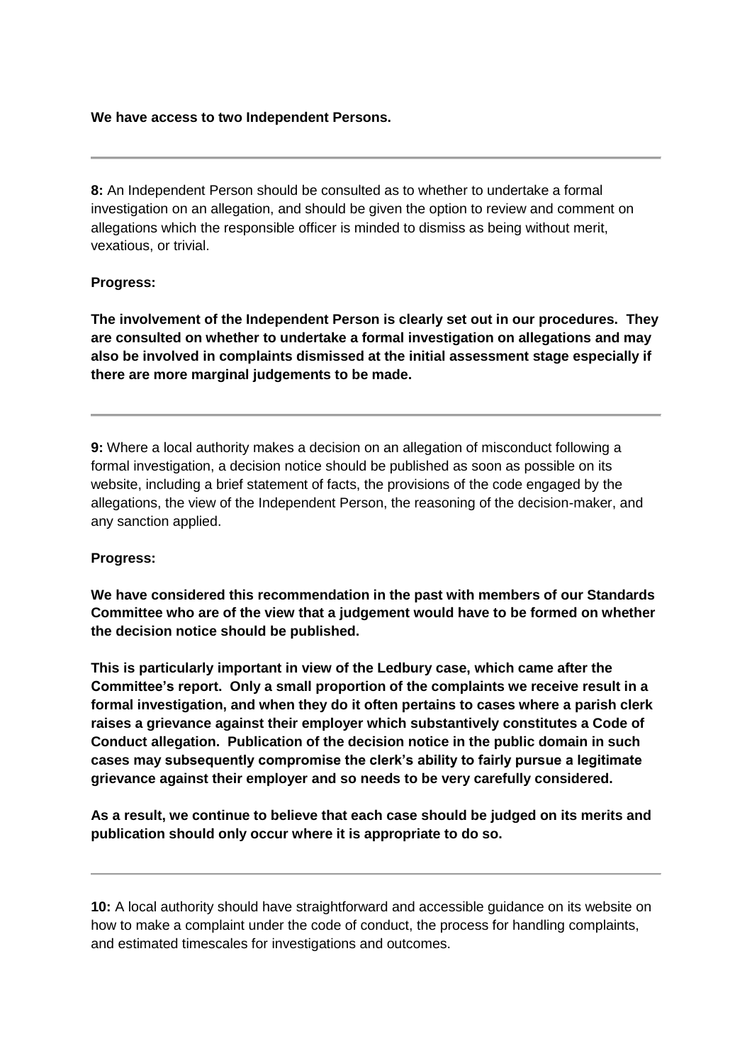**We have access to two Independent Persons.**

---

**8:** An Independent Person should be consulted as to whether to undertake a formal investigation on an allegation, and should be given the option to review and comment on allegations which the responsible officer is minded to dismiss as being without merit, vexatious, or trivial.

**Progress:**

**The involvement of the Independent Person is clearly set out in our procedures. They are consulted on whether to undertake a formal investigation on allegations and may also be involved in complaints dismissed at the initial assessment stage especially if there are more marginal judgements to be made.**

---

**9:** Where a local authority makes a decision on an allegation of misconduct following a formal investigation, a decision notice should be published as soon as possible on its website, including a brief statement of facts, the provisions of the code engaged by the allegations, the view of the Independent Person, the reasoning of the decision-maker, and any sanction applied.

**Progress:**

**We have considered this recommendation in the past with members of our Standards Committee who are of the view that a judgement would have to be formed on whether the decision notice should be published.**

**This is particularly important in view of the Ledbury case, which came after the Committee's report. Only a small proportion of the complaints we receive result in a formal investigation, and when they do it often pertains to cases where a parish clerk raises a grievance against their employer which substantively constitutes a Code of Conduct allegation. Publication of the decision notice in the public domain in such cases may subsequently compromise the clerk's ability to fairly pursue a legitimate grievance against their employer and so needs to be very carefully considered.**

**As a result, we continue to believe that each case should be judged on its merits and publication should only occur where it is appropriate to do so.**

---

**10:** A local authority should have straightforward and accessible guidance on its website on how to make a complaint under the code of conduct, the process for handling complaints, and estimated timescales for investigations and outcomes.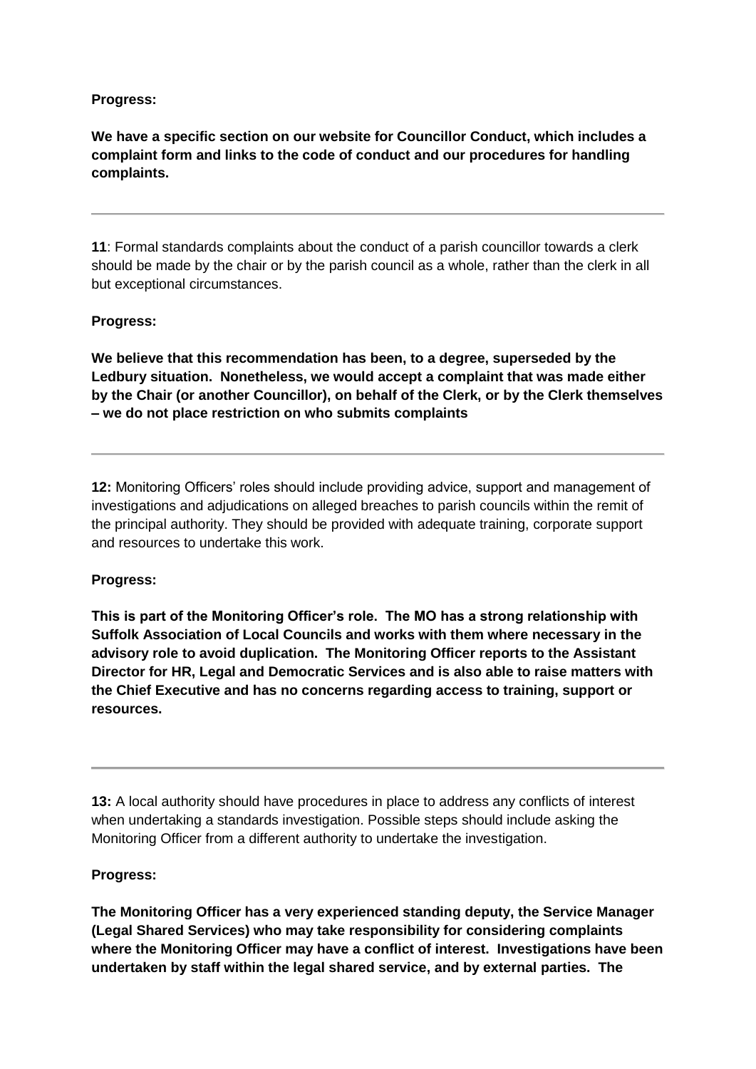**Progress:**

**We have a specific section on our website for Councillor Conduct, which includes a complaint form and links to the code of conduct and our procedures for handling complaints.**

---

**11**: Formal standards complaints about the conduct of a parish councillor towards a clerk should be made by the chair or by the parish council as a whole, rather than the clerk in all but exceptional circumstances.

**Progress:**

**We believe that this recommendation has been, to a degree, superseded by the Ledbury situation. Nonetheless, we would accept a complaint that was made either by the Chair (or another Councillor), on behalf of the Clerk, or by the Clerk themselves – we do not place restriction on who submits complaints**

---

**12:** Monitoring Officers' roles should include providing advice, support and management of investigations and adjudications on alleged breaches to parish councils within the remit of the principal authority. They should be provided with adequate training, corporate support and resources to undertake this work.

**Progress:**

**This is part of the Monitoring Officer's role. The MO has a strong relationship with Suffolk Association of Local Councils and works with them where necessary in the advisory role to avoid duplication. The Monitoring Officer reports to the Assistant Director for HR, Legal and Democratic Services and is also able to raise matters with the Chief Executive and has no concerns regarding access to training, support or resources.**

---

**13:** A local authority should have procedures in place to address any conflicts of interest when undertaking a standards investigation. Possible steps should include asking the Monitoring Officer from a different authority to undertake the investigation.

**Progress:**

**The Monitoring Officer has a very experienced standing deputy, the Service Manager (Legal Shared Services) who may take responsibility for considering complaints where the Monitoring Officer may have a conflict of interest. Investigations have been undertaken by staff within the legal shared service, and by external parties. The**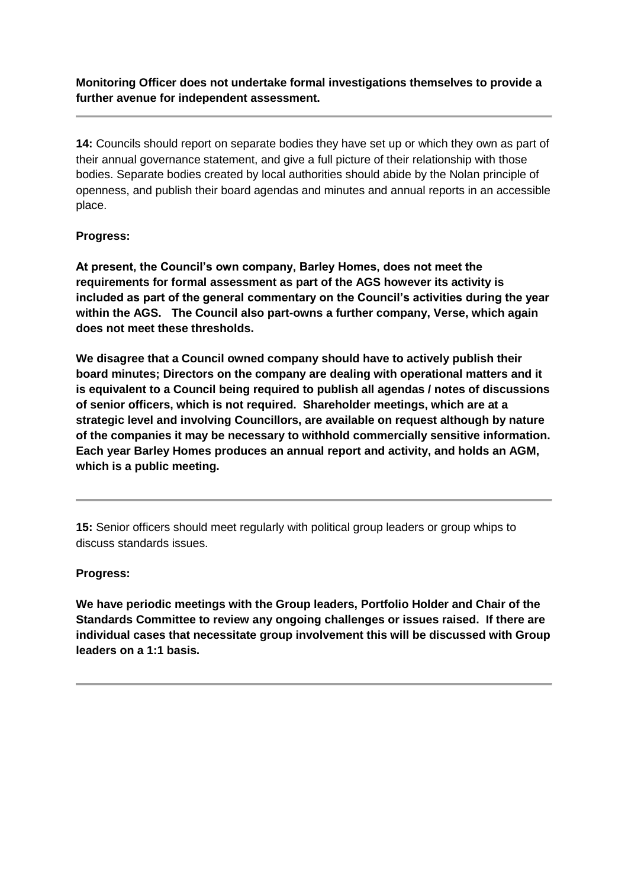**Monitoring Officer does not undertake formal investigations themselves to provide a further avenue for independent assessment.**

---

**14:** Councils should report on separate bodies they have set up or which they own as part of their annual governance statement, and give a full picture of their relationship with those bodies. Separate bodies created by local authorities should abide by the Nolan principle of openness, and publish their board agendas and minutes and annual reports in an accessible place.

**Progress:**

**At present, the Council's own company, Barley Homes, does not meet the requirements for formal assessment as part of the AGS however its activity is included as part of the general commentary on the Council's activities during the year within the AGS. The Council also part-owns a further company, Verse, which again does not meet these thresholds.**

**We disagree that a Council owned company should have to actively publish their board minutes; Directors on the company are dealing with operational matters and it is equivalent to a Council being required to publish all agendas / notes of discussions of senior officers, which is not required. Shareholder meetings, which are at a strategic level and involving Councillors, are available on request although by nature of the companies it may be necessary to withhold commercially sensitive information. Each year Barley Homes produces an annual report and activity, and holds an AGM, which is a public meeting.**

---

**15:** Senior officers should meet regularly with political group leaders or group whips to discuss standards issues.

**Progress:**

**We have periodic meetings with the Group leaders, Portfolio Holder and Chair of the Standards Committee to review any ongoing challenges or issues raised. If there are individual cases that necessitate group involvement this will be discussed with Group leaders on a 1:1 basis.**

---